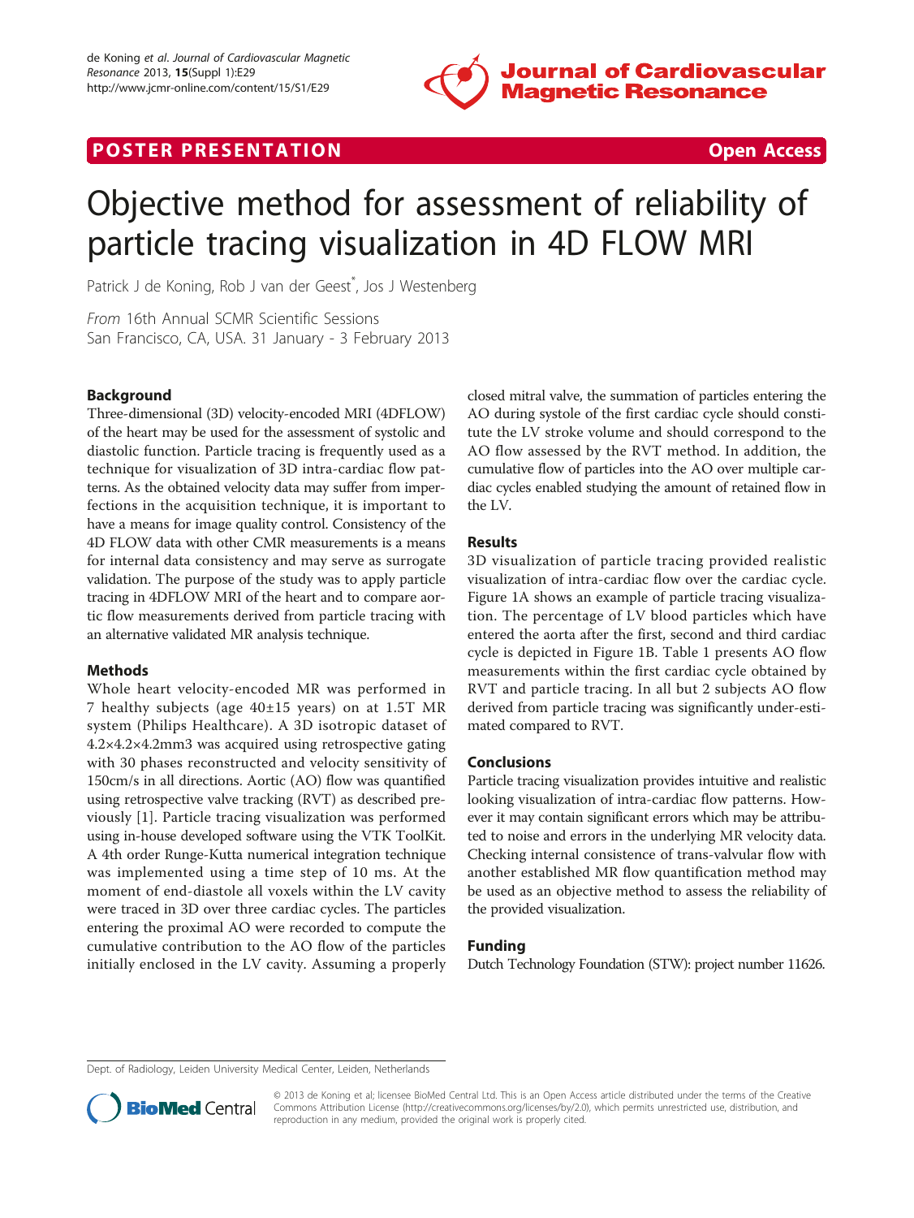**POSTER PRESENTATION** **Open Access**

# Objective method for assessment of reliability of particle tracing visualization in 4D FLOW MRI

Patrick J de Koning, Rob J van der Geest*, Jos J Westenberg

*From* 16th Annual SCMR Scientific Sessions
San Francisco, CA, USA. 31 January - 3 February 2013

## Background

Three-dimensional (3D) velocity-encoded MRI (4DFLOW) of the heart may be used for the assessment of systolic and diastolic function. Particle tracing is frequently used as a technique for visualization of 3D intra-cardiac flow patterns. As the obtained velocity data may suffer from imperfections in the acquisition technique, it is important to have a means for image quality control. Consistency of the 4D FLOW data with other CMR measurements is a means for internal data consistency and may serve as surrogate validation. The purpose of the study was to apply particle tracing in 4DFLOW MRI of the heart and to compare aortic flow measurements derived from particle tracing with an alternative validated MR analysis technique.

## Methods

Whole heart velocity-encoded MR was performed in 7 healthy subjects (age 40±15 years) on at 1.5T MR system (Philips Healthcare). A 3D isotropic dataset of 4.2×4.2×4.2mm3 was acquired using retrospective gating with 30 phases reconstructed and velocity sensitivity of 150cm/s in all directions. Aortic (AO) flow was quantified using retrospective valve tracking (RVT) as described previously [1]. Particle tracing visualization was performed using in-house developed software using the VTK ToolKit. A 4th order Runge-Kutta numerical integration technique was implemented using a time step of 10 ms. At the moment of end-diastole all voxels within the LV cavity were traced in 3D over three cardiac cycles. The particles entering the proximal AO were recorded to compute the cumulative contribution to the AO flow of the particles initially enclosed in the LV cavity. Assuming a properly closed mitral valve, the summation of particles entering the AO during systole of the first cardiac cycle should constitute the LV stroke volume and should correspond to the AO flow assessed by the RVT method. In addition, the cumulative flow of particles into the AO over multiple cardiac cycles enabled studying the amount of retained flow in the LV.

## Results

3D visualization of particle tracing provided realistic visualization of intra-cardiac flow over the cardiac cycle. Figure 1A shows an example of particle tracing visualization. The percentage of LV blood particles which have entered the aorta after the first, second and third cardiac cycle is depicted in Figure 1B. Table 1 presents AO flow measurements within the first cardiac cycle obtained by RVT and particle tracing. In all but 2 subjects AO flow derived from particle tracing was significantly under-estimated compared to RVT.

## Conclusions

Particle tracing visualization provides intuitive and realistic looking visualization of intra-cardiac flow patterns. However it may contain significant errors which may be attributed to noise and errors in the underlying MR velocity data. Checking internal consistence of trans-valvular flow with another established MR flow quantification method may be used as an objective method to assess the reliability of the provided visualization.

## Funding

Dutch Technology Foundation (STW): project number 11626.

Dept. of Radiology, Leiden University Medical Center, Leiden, Netherlands

© 2013 de Koning et al; licensee BioMed Central Ltd. This is an Open Access article distributed under the terms of the Creative Commons Attribution License (http://creativecommons.org/licenses/by/2.0), which permits unrestricted use, distribution, and reproduction in any medium, provided the original work is properly cited.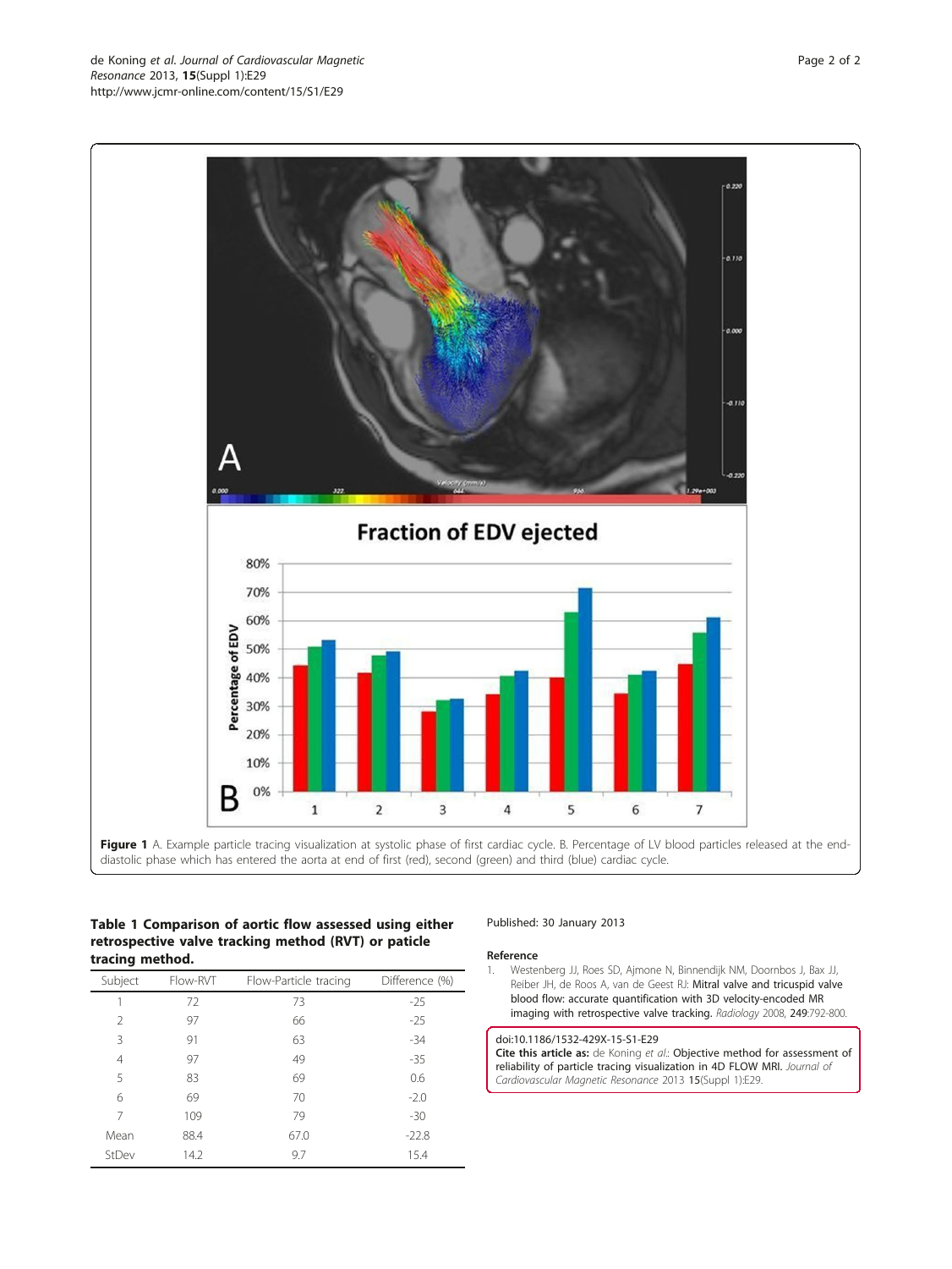A

0.000 322. 644. 966. 1.29e+003

Velocity (mm/s)

0.220 0.110 0.000 -0.110 -0.220

B

Fraction of EDV ejected

Percentage of EDV

80% 70% 60% 50% 40% 30% 20% 10% 0%

1 2 3 4 5 6 7

**Figure 1** A. Example particle tracing visualization at systolic phase of first cardiac cycle. B. Percentage of LV blood particles released at the end-diastolic phase which has entered the aorta at end of first (red), second (green) and third (blue) cardiac cycle.

**Table 1 Comparison of aortic flow assessed using either retrospective valve tracking method (RVT) or paticle tracing method.**

| Subject | Flow-RVT | Flow-Particle tracing | Difference (%) |
|---|---|---|---|
| 1 | 72 | 73 | -25 |
| 2 | 97 | 66 | -25 |
| 3 | 91 | 63 | -34 |
| 4 | 97 | 49 | -35 |
| 5 | 83 | 69 | 0.6 |
| 6 | 69 | 70 | -2.0 |
| 7 | 109 | 79 | -30 |
| Mean | 88.4 | 67.0 | -22.8 |
| StDev | 14.2 | 9.7 | 15.4 |

Published: 30 January 2013

### Reference

1. Westenberg JJ, Roes SD, Ajmone N, Binnendijk NM, Doornbos J, Bax JJ, Reiber JH, de Roos A, van de Geest RJ: **Mitral valve and tricuspid valve blood flow: accurate quantification with 3D velocity-encoded MR imaging with retrospective valve tracking.** *Radiology* 2008, **249**:792-800.

doi:10.1186/1532-429X-15-S1-E29

**Cite this article as:** de Koning *et al.*: Objective method for assessment of reliability of particle tracing visualization in 4D FLOW MRI. *Journal of Cardiovascular Magnetic Resonance* 2013 **15**(Suppl 1):E29.